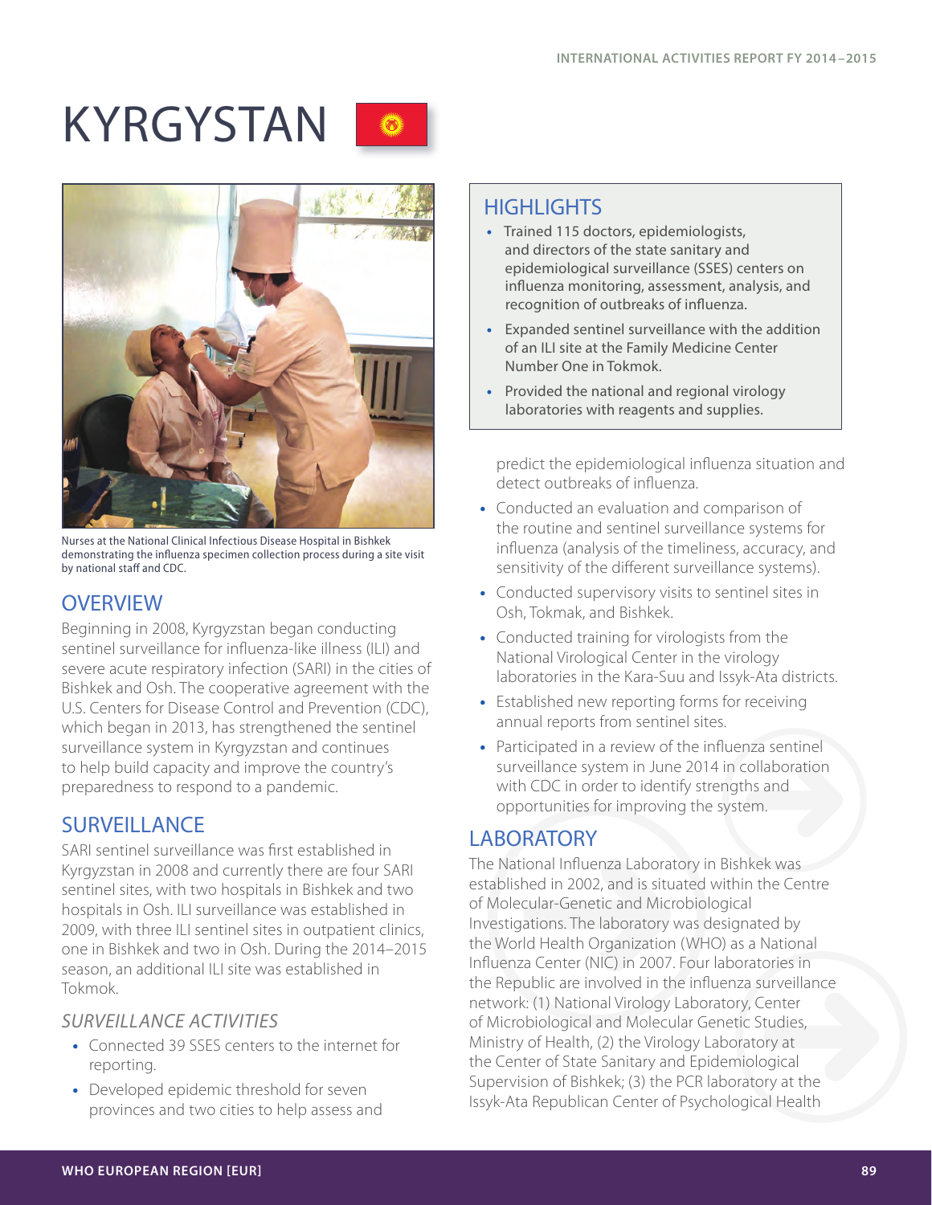# KYRGYSTAN

Nurses at the National Clinical Infectious Disease Hospital in Bishkek demonstrating the influenza specimen collection process during a site visit by national staff and CDC.

## HIGHLIGHTS

- Trained 115 doctors, epidemiologists, and directors of the state sanitary and epidemiological surveillance (SSES) centers on influenza monitoring, assessment, analysis, and recognition of outbreaks of influenza.
- Expanded sentinel surveillance with the addition of an ILI site at the Family Medicine Center Number One in Tokmok.
- Provided the national and regional virology laboratories with reagents and supplies.

## OVERVIEW

Beginning in 2008, Kyrgyzstan began conducting sentinel surveillance for influenza-like illness (ILI) and severe acute respiratory infection (SARI) in the cities of Bishkek and Osh. The cooperative agreement with the U.S. Centers for Disease Control and Prevention (CDC), which began in 2013, has strengthened the sentinel surveillance system in Kyrgyzstan and continues to help build capacity and improve the country's preparedness to respond to a pandemic.

## SURVEILLANCE

SARI sentinel surveillance was first established in Kyrgyzstan in 2008 and currently there are four SARI sentinel sites, with two hospitals in Bishkek and two hospitals in Osh. ILI surveillance was established in 2009, with three ILI sentinel sites in outpatient clinics, one in Bishkek and two in Osh. During the 2014–2015 season, an additional ILI site was established in Tokmok.

### *SURVEILLANCE ACTIVITIES*

- Connected 39 SSES centers to the internet for reporting.
- Developed epidemic threshold for seven provinces and two cities to help assess and predict the epidemiological influenza situation and detect outbreaks of influenza.
- Conducted an evaluation and comparison of the routine and sentinel surveillance systems for influenza (analysis of the timeliness, accuracy, and sensitivity of the different surveillance systems).
- Conducted supervisory visits to sentinel sites in Osh, Tokmak, and Bishkek.
- Conducted training for virologists from the National Virological Center in the virology laboratories in the Kara-Suu and Issyk-Ata districts.
- Established new reporting forms for receiving annual reports from sentinel sites.
- Participated in a review of the influenza sentinel surveillance system in June 2014 in collaboration with CDC in order to identify strengths and opportunities for improving the system.

## LABORATORY

The National Influenza Laboratory in Bishkek was established in 2002, and is situated within the Centre of Molecular-Genetic and Microbiological Investigations. The laboratory was designated by the World Health Organization (WHO) as a National Influenza Center (NIC) in 2007. Four laboratories in the Republic are involved in the influenza surveillance network: (1) National Virology Laboratory, Center of Microbiological and Molecular Genetic Studies, Ministry of Health, (2) the Virology Laboratory at the Center of State Sanitary and Epidemiological Supervision of Bishkek; (3) the PCR laboratory at the Issyk-Ata Republican Center of Psychological Health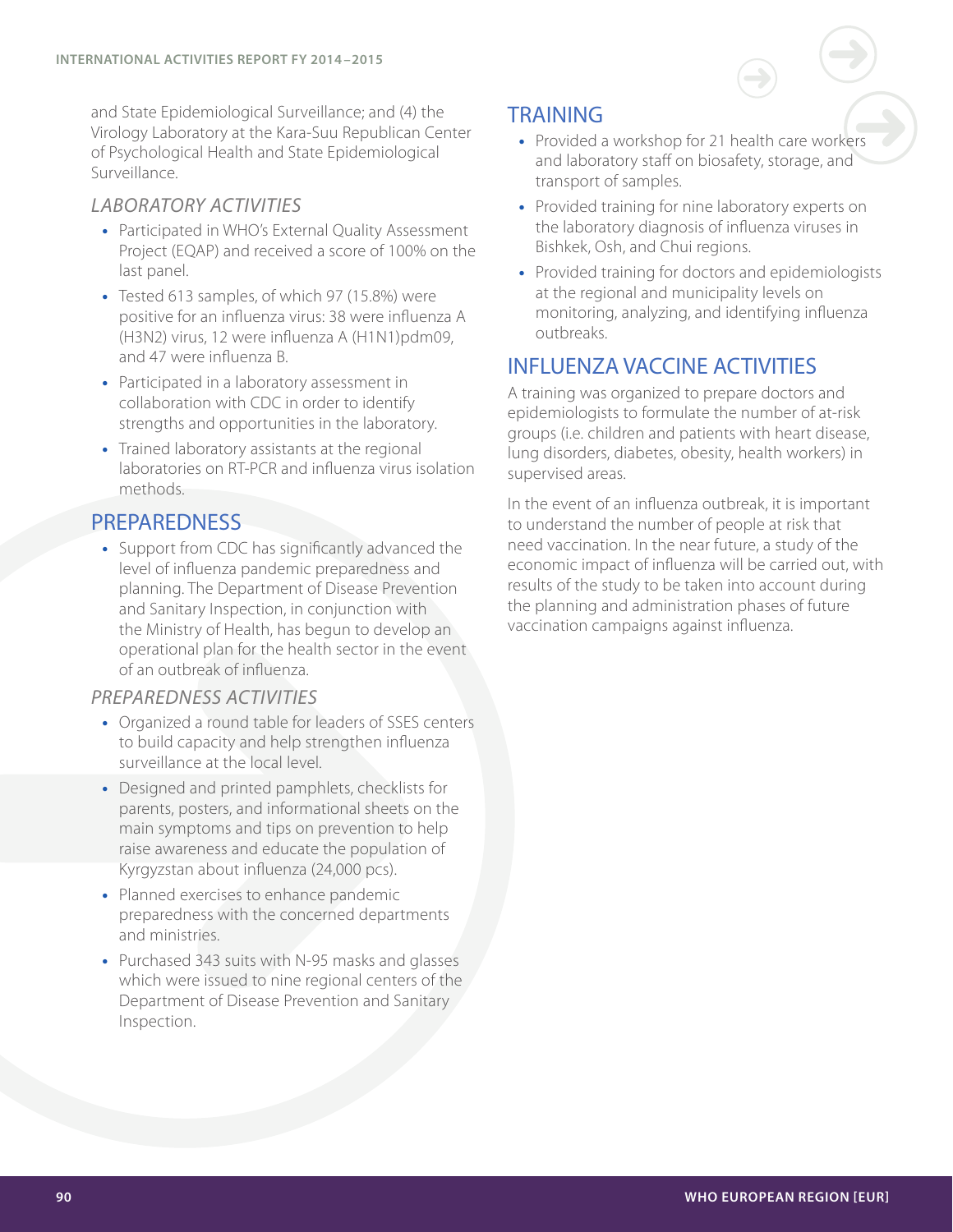and State Epidemiological Surveillance; and (4) the Virology Laboratory at the Kara-Suu Republican Center of Psychological Health and State Epidemiological Surveillance.

### *LABORATORY ACTIVITIES*

- Participated in WHO's External Quality Assessment Project (EQAP) and received a score of 100% on the last panel.
- Tested 613 samples, of which 97 (15.8%) were positive for an influenza virus: 38 were influenza A (H3N2) virus, 12 were influenza A (H1N1)pdm09, and 47 were influenza B.
- Participated in a laboratory assessment in collaboration with CDC in order to identify strengths and opportunities in the laboratory.
- Trained laboratory assistants at the regional laboratories on RT-PCR and influenza virus isolation methods.

## PREPAREDNESS

- Support from CDC has significantly advanced the level of influenza pandemic preparedness and planning. The Department of Disease Prevention and Sanitary Inspection, in conjunction with the Ministry of Health, has begun to develop an operational plan for the health sector in the event of an outbreak of influenza.

### *PREPAREDNESS ACTIVITIES*

- Organized a round table for leaders of SSES centers to build capacity and help strengthen influenza surveillance at the local level.
- Designed and printed pamphlets, checklists for parents, posters, and informational sheets on the main symptoms and tips on prevention to help raise awareness and educate the population of Kyrgyzstan about influenza (24,000 pcs).
- Planned exercises to enhance pandemic preparedness with the concerned departments and ministries.
- Purchased 343 suits with N-95 masks and glasses which were issued to nine regional centers of the Department of Disease Prevention and Sanitary Inspection.

## TRAINING

- Provided a workshop for 21 health care workers and laboratory staff on biosafety, storage, and transport of samples.
- Provided training for nine laboratory experts on the laboratory diagnosis of influenza viruses in Bishkek, Osh, and Chui regions.
- Provided training for doctors and epidemiologists at the regional and municipality levels on monitoring, analyzing, and identifying influenza outbreaks.

## INFLUENZA VACCINE ACTIVITIES

A training was organized to prepare doctors and epidemiologists to formulate the number of at-risk groups (i.e. children and patients with heart disease, lung disorders, diabetes, obesity, health workers) in supervised areas.

In the event of an influenza outbreak, it is important to understand the number of people at risk that need vaccination. In the near future, a study of the economic impact of influenza will be carried out, with results of the study to be taken into account during the planning and administration phases of future vaccination campaigns against influenza.